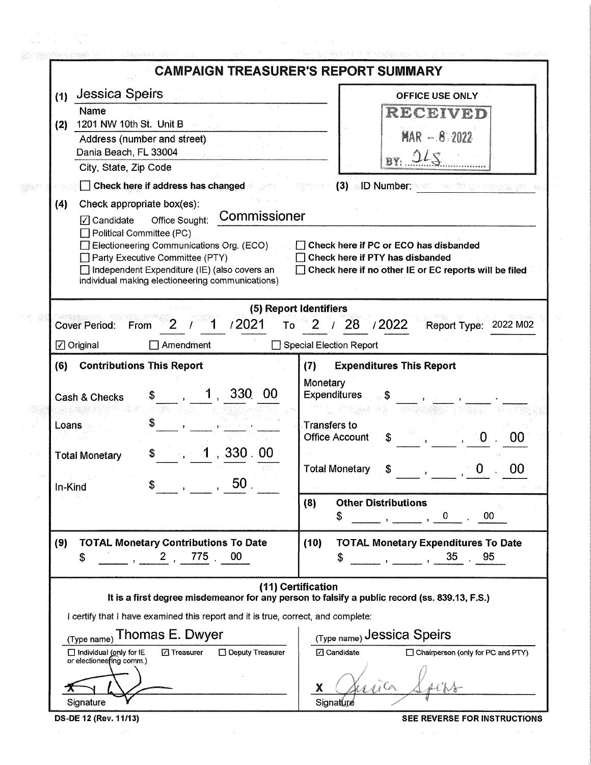# CAMPAIGN TREASURER'S REPORT SUMMARY

**(1)** Jessica Speirs
Name

**(2)** 1201 NW 10th St. Unit B
Address (number and street)
Dania Beach, FL 33004
City, State, Zip Code

☐ **Check here if address has changed**

OFFICE USE ONLY
RECEIVED
MAR - 8 2022
BY: JLS

**(3)** ID Number:

**(4)** Check appropriate box(es):

☑ Candidate Office Sought: Commissioner
☐ Political Committee (PC)
☐ Electioneering Communications Org. (ECO)
☐ Party Executive Committee (PTY)
☐ Independent Expenditure (IE) (also covers an individual making electioneering communications)

☐ **Check here if PC or ECO has disbanded**
☐ **Check here if PTY has disbanded**
☐ **Check here if no other IE or EC reports will be filed**

## (5) Report Identifiers

Cover Period: From 2 / 1 / 2021 To 2 / 28 / 2022 Report Type: 2022 M02

☑ Original ☐ Amendment ☐ Special Election Report

| (6) Contributions This Report | | (7) Expenditures This Report | |
|---|---|---|---|
| Cash & Checks | $ 1,330.00 | Monetary Expenditures | $ |
| Loans | $ | Transfers to Office Account | $ 0.00 |
| Total Monetary | $ 1,330.00 | Total Monetary | $ 0.00 |
| In-Kind | $ 50. | **(8) Other Distributions** | $ 0.00 |

| (9) TOTAL Monetary Contributions To Date | (10) TOTAL Monetary Expenditures To Date |
|---|---|
| $ 2,775.00 | $ 35.95 |

## (11) Certification

**It is a first degree misdemeanor for any person to falsify a public record (ss. 839.13, F.S.)**

I certify that I have examined this report and it is true, correct, and complete:

(Type name) Thomas E. Dwyer
☐ Individual (only for IE or electioneering comm.) ☑ Treasurer ☐ Deputy Treasurer

X [signature]
Signature

(Type name) Jessica Speirs
☑ Candidate ☐ Chairperson (only for PC and PTY)

X [signature]
Signature

DS-DE 12 (Rev. 11/13) **SEE REVERSE FOR INSTRUCTIONS**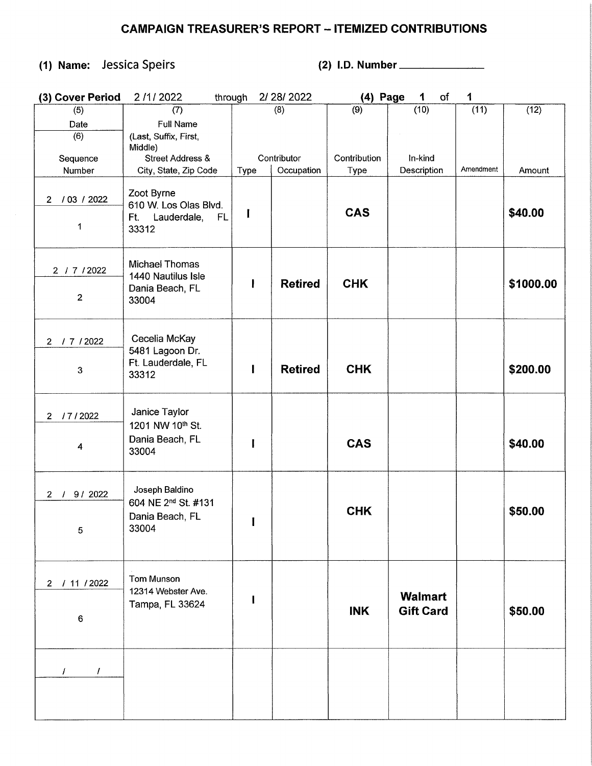# CAMPAIGN TREASURER'S REPORT – ITEMIZED CONTRIBUTIONS

**(1) Name:** Jessica Speirs **(2) I.D. Number** ______________

**(3) Cover Period** 2 /1/ 2022 through 2/ 28/ 2022 **(4) Page** 1 of 1

| (5) Date / (6) Sequence Number | (7) Full Name (Last, Suffix, First, Middle) Street Address & City, State, Zip Code | (8) Contributor Type | (8) Contributor Occupation | (9) Contribution Type | (10) In-kind Description | (11) Amendment | (12) Amount |
|---|---|---|---|---|---|---|---|
| 2 / 03 / 2022<br>1 | Zoot Byrne<br>610 W. Los Olas Blvd.<br>Ft. Lauderdale, FL 33312 | I | | **CAS** | | | **$40.00** |
| 2 / 7 / 2022<br>2 | Michael Thomas<br>1440 Nautilus Isle<br>Dania Beach, FL 33004 | I | **Retired** | **CHK** | | | **$1000.00** |
| 2 / 7 / 2022<br>3 | Cecelia McKay<br>5481 Lagoon Dr.<br>Ft. Lauderdale, FL 33312 | I | **Retired** | **CHK** | | | **$200.00** |
| 2 / 7 / 2022<br>4 | Janice Taylor<br>1201 NW 10th St.<br>Dania Beach, FL 33004 | I | | **CAS** | | | **$40.00** |
| 2 / 9 / 2022<br>5 | Joseph Baldino<br>604 NE 2nd St. #131<br>Dania Beach, FL 33004 | I | | **CHK** | | | **$50.00** |
| 2 / 11 / 2022<br>6 | Tom Munson<br>12314 Webster Ave.<br>Tampa, FL 33624 | I | | **INK** | **Walmart Gift Card** | | **$50.00** |
| / / | | | | | | | |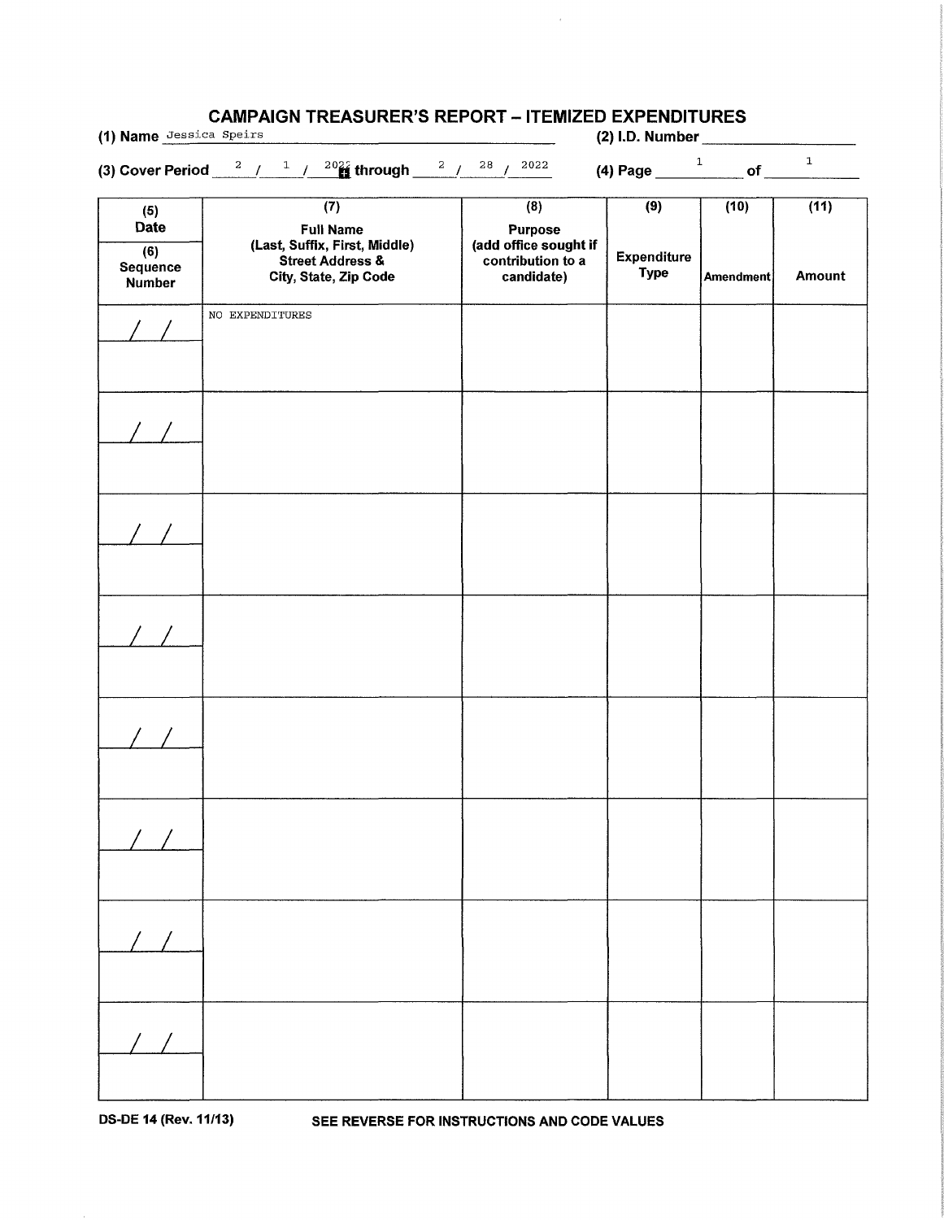# CAMPAIGN TREASURER'S REPORT – ITEMIZED EXPENDITURES

**(1) Name** Jessica Speirs **(2) I.D. Number** 

**(3) Cover Period** 2 / 1 / 2022 **through** 2 / 28 / 2022 **(4) Page** 1 **of** 1

| (5) Date / (6) Sequence Number | (7) Full Name (Last, Suffix, First, Middle) Street Address & City, State, Zip Code | (8) Purpose (add office sought if contribution to a candidate) | (9) Expenditure Type | (10) Amendment | (11) Amount |
|---|---|---|---|---|---|
| / / | NO EXPENDITURES | | | | |
| / / | | | | | |
| / / | | | | | |
| / / | | | | | |
| / / | | | | | |
| / / | | | | | |
| / / | | | | | |
| / / | | | | | |

DS-DE 14 (Rev. 11/13) SEE REVERSE FOR INSTRUCTIONS AND CODE VALUES